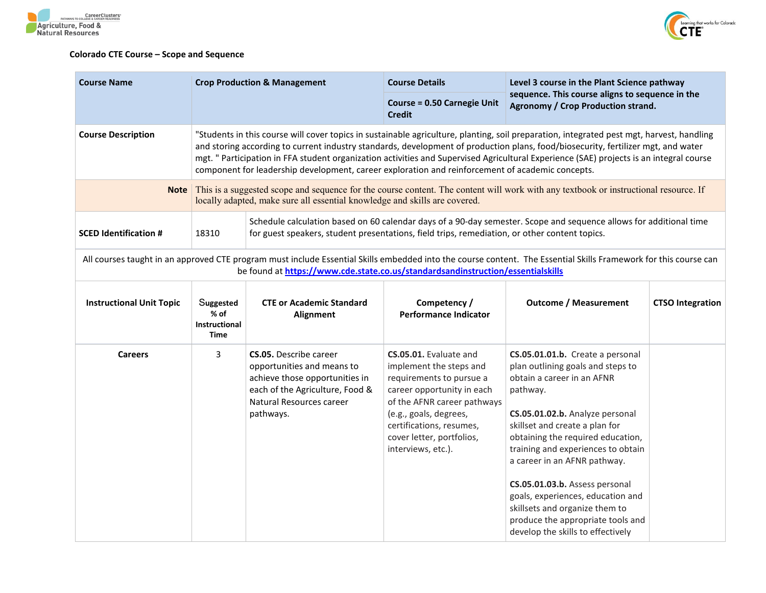Colorado CTE Course – Scope and Sequence

| Course Name | Crop Production & Management | Course Details | Level 3 course in the Plant Science pathway sequence. This course aligns to sequence in the Agronomy / Crop Production strand. |
|---|---|---|---|
| | | Course = 0.50 Carnegie Unit Credit | |
| Course Description | "Students in this course will cover topics in sustainable agriculture, planting, soil preparation, integrated pest mgt, harvest, handling and storing according to current industry standards, development of production plans, food/biosecurity, fertilizer mgt, and water mgt. " Participation in FFA student organization activities and Supervised Agricultural Experience (SAE) projects is an integral course component for leadership development, career exploration and reinforcement of academic concepts. | | |
| Note | This is a suggested scope and sequence for the course content. The content will work with any textbook or instructional resource. If locally adapted, make sure all essential knowledge and skills are covered. | | |
| SCED Identification # | 18310 | Schedule calculation based on 60 calendar days of a 90-day semester. Scope and sequence allows for additional time for guest speakers, student presentations, field trips, remediation, or other content topics. | |

All courses taught in an approved CTE program must include Essential Skills embedded into the course content. The Essential Skills Framework for this course can be found at https://www.cde.state.co.us/standardsandinstruction/essentialskills

| Instructional Unit Topic | Suggested % of Instructional Time | CTE or Academic Standard Alignment | Competency / Performance Indicator | Outcome / Measurement | CTSO Integration |
|---|---|---|---|---|---|
| Careers | 3 | **CS.05.** Describe career opportunities and means to achieve those opportunities in each of the Agriculture, Food & Natural Resources career pathways. | **CS.05.01.** Evaluate and implement the steps and requirements to pursue a career opportunity in each of the AFNR career pathways (e.g., goals, degrees, certifications, resumes, cover letter, portfolios, interviews, etc.). | **CS.05.01.01.b.** Create a personal plan outlining goals and steps to obtain a career in an AFNR pathway.<br><br>**CS.05.01.02.b.** Analyze personal skillset and create a plan for obtaining the required education, training and experiences to obtain a career in an AFNR pathway.<br><br>**CS.05.01.03.b.** Assess personal goals, experiences, education and skillsets and organize them to produce the appropriate tools and develop the skills to effectively | |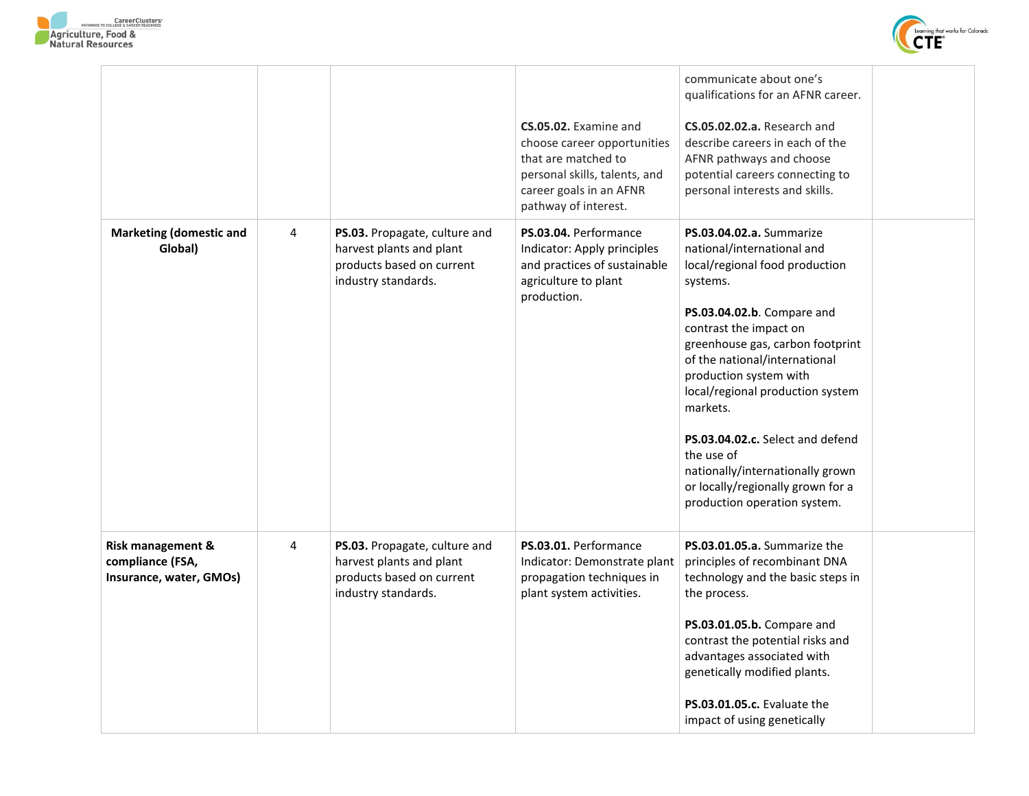| | | | | | |
|---|---|---|---|---|---|
| | | | **CS.05.02.** Examine and choose career opportunities that are matched to personal skills, talents, and career goals in an AFNR pathway of interest. | communicate about one's qualifications for an AFNR career.<br><br>**CS.05.02.02.a.** Research and describe careers in each of the AFNR pathways and choose potential careers connecting to personal interests and skills. | |
| **Marketing (domestic and Global)** | 4 | **PS.03.** Propagate, culture and harvest plants and plant products based on current industry standards. | **PS.03.04.** Performance Indicator: Apply principles and practices of sustainable agriculture to plant production. | **PS.03.04.02.a.** Summarize national/international and local/regional food production systems.<br><br>**PS.03.04.02.b**. Compare and contrast the impact on greenhouse gas, carbon footprint of the national/international production system with local/regional production system markets.<br><br>**PS.03.04.02.c.** Select and defend the use of nationally/internationally grown or locally/regionally grown for a production operation system. | |
| **Risk management & compliance (FSA, Insurance, water, GMOs)** | 4 | **PS.03.** Propagate, culture and harvest plants and plant products based on current industry standards. | **PS.03.01.** Performance Indicator: Demonstrate plant propagation techniques in plant system activities. | **PS.03.01.05.a.** Summarize the principles of recombinant DNA technology and the basic steps in the process.<br><br>**PS.03.01.05.b.** Compare and contrast the potential risks and advantages associated with genetically modified plants.<br><br>**PS.03.01.05.c.** Evaluate the impact of using genetically | |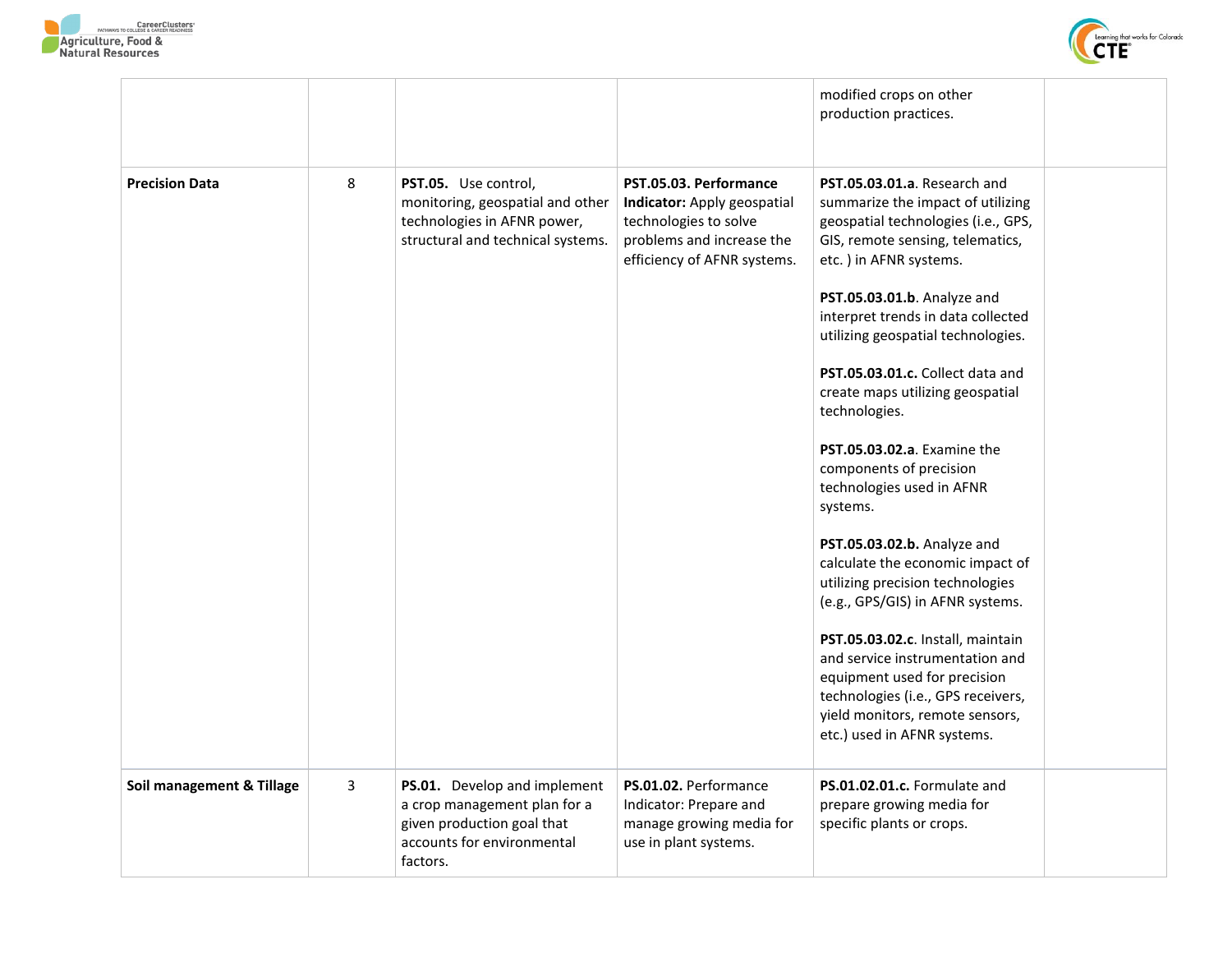| | | | | | |
|---|---|---|---|---|---|
| | | | | modified crops on other production practices. | |
| **Precision Data** | 8 | **PST.05.** Use control, monitoring, geospatial and other technologies in AFNR power, structural and technical systems. | **PST.05.03. Performance Indicator:** Apply geospatial technologies to solve problems and increase the efficiency of AFNR systems. | **PST.05.03.01.a**. Research and summarize the impact of utilizing geospatial technologies (i.e., GPS, GIS, remote sensing, telematics, etc. ) in AFNR systems.<br><br>**PST.05.03.01.b**. Analyze and interpret trends in data collected utilizing geospatial technologies.<br><br>**PST.05.03.01.c.** Collect data and create maps utilizing geospatial technologies.<br><br>**PST.05.03.02.a**. Examine the components of precision technologies used in AFNR systems.<br><br>**PST.05.03.02.b.** Analyze and calculate the economic impact of utilizing precision technologies (e.g., GPS/GIS) in AFNR systems.<br><br>**PST.05.03.02.c**. Install, maintain and service instrumentation and equipment used for precision technologies (i.e., GPS receivers, yield monitors, remote sensors, etc.) used in AFNR systems. | |
| **Soil management & Tillage** | 3 | **PS.01.** Develop and implement a crop management plan for a given production goal that accounts for environmental factors. | **PS.01.02.** Performance Indicator: Prepare and manage growing media for use in plant systems. | **PS.01.02.01.c.** Formulate and prepare growing media for specific plants or crops. | |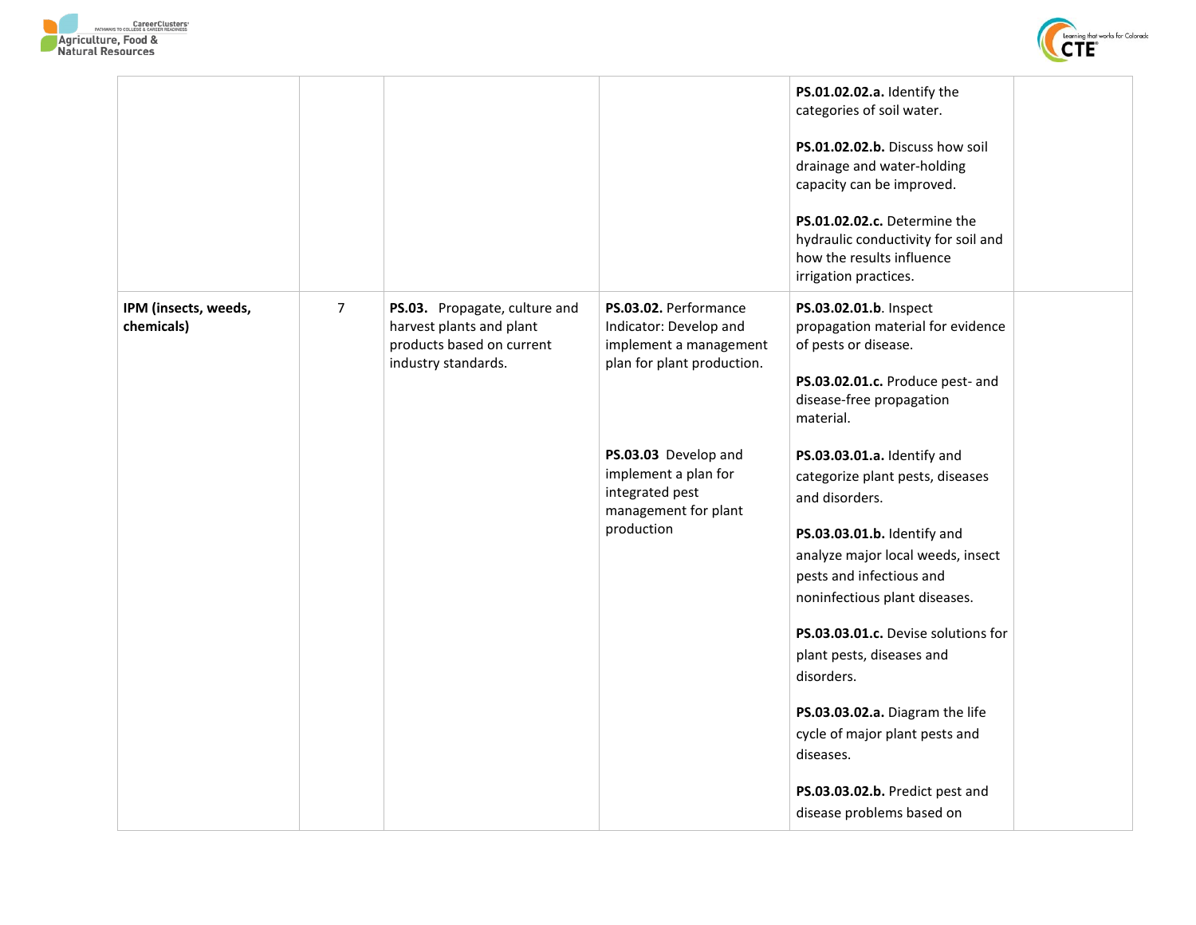| | | | | | |
|---|---|---|---|---|---|
| | | | | **PS.01.02.02.a.** Identify the categories of soil water.<br><br>**PS.01.02.02.b.** Discuss how soil drainage and water-holding capacity can be improved.<br><br>**PS.01.02.02.c.** Determine the hydraulic conductivity for soil and how the results influence irrigation practices. | |
| **IPM (insects, weeds, chemicals)** | 7 | **PS.03.** Propagate, culture and harvest plants and plant products based on current industry standards. | **PS.03.02.** Performance Indicator: Develop and implement a management plan for plant production.<br><br>**PS.03.03** Develop and implement a plan for integrated pest management for plant production | **PS.03.02.01.b**. Inspect propagation material for evidence of pests or disease.<br><br>**PS.03.02.01.c.** Produce pest- and disease-free propagation material.<br><br>**PS.03.03.01.a.** Identify and categorize plant pests, diseases and disorders.<br><br>**PS.03.03.01.b.** Identify and analyze major local weeds, insect pests and infectious and noninfectious plant diseases.<br><br>**PS.03.03.01.c.** Devise solutions for plant pests, diseases and disorders.<br><br>**PS.03.03.02.a.** Diagram the life cycle of major plant pests and diseases.<br><br>**PS.03.03.02.b.** Predict pest and disease problems based on | |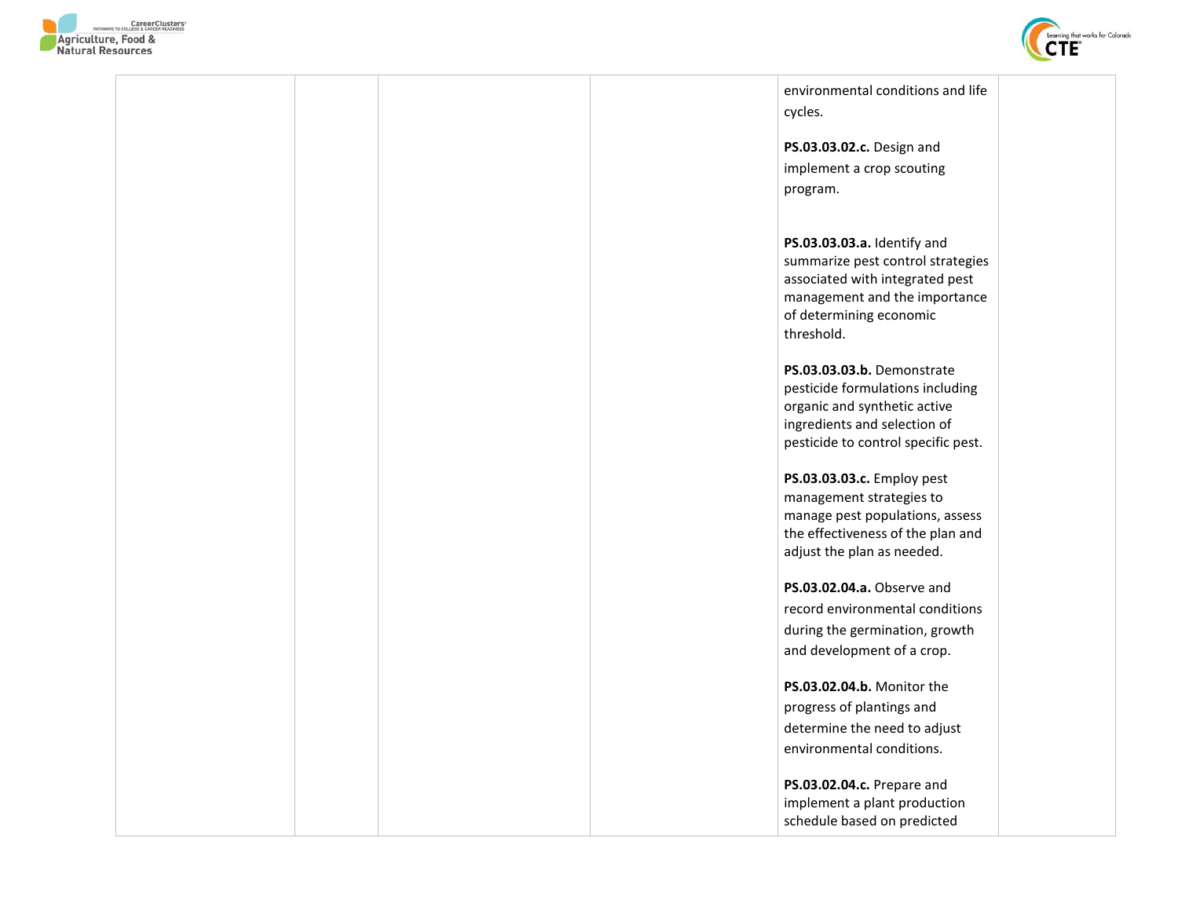| | | | | | |
|---|---|---|---|---|---|
| | | | | environmental conditions and life cycles.<br><br>**PS.03.03.02.c.** Design and implement a crop scouting program.<br><br>**PS.03.03.03.a.** Identify and summarize pest control strategies associated with integrated pest management and the importance of determining economic threshold.<br><br>**PS.03.03.03.b.** Demonstrate pesticide formulations including organic and synthetic active ingredients and selection of pesticide to control specific pest.<br><br>**PS.03.03.03.c.** Employ pest management strategies to manage pest populations, assess the effectiveness of the plan and adjust the plan as needed.<br><br>**PS.03.02.04.a.** Observe and record environmental conditions during the germination, growth and development of a crop.<br><br>**PS.03.02.04.b.** Monitor the progress of plantings and determine the need to adjust environmental conditions.<br><br>**PS.03.02.04.c.** Prepare and implement a plant production schedule based on predicted | |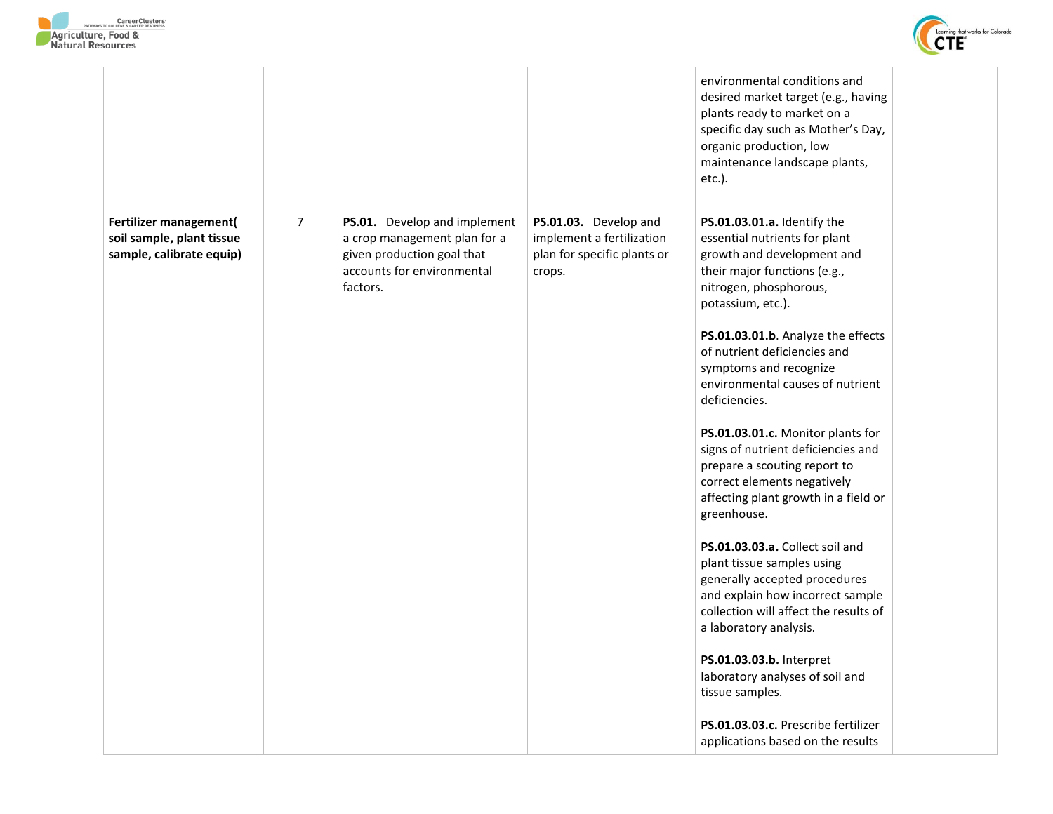| | | | | | |
|---|---|---|---|---|---|
| | | | | environmental conditions and desired market target (e.g., having plants ready to market on a specific day such as Mother's Day, organic production, low maintenance landscape plants, etc.). | |
| **Fertilizer management( soil sample, plant tissue sample, calibrate equip)** | 7 | **PS.01.** Develop and implement a crop management plan for a given production goal that accounts for environmental factors. | **PS.01.03.** Develop and implement a fertilization plan for specific plants or crops. | **PS.01.03.01.a.** Identify the essential nutrients for plant growth and development and their major functions (e.g., nitrogen, phosphorous, potassium, etc.).<br><br>**PS.01.03.01.b**. Analyze the effects of nutrient deficiencies and symptoms and recognize environmental causes of nutrient deficiencies.<br><br>**PS.01.03.01.c.** Monitor plants for signs of nutrient deficiencies and prepare a scouting report to correct elements negatively affecting plant growth in a field or greenhouse.<br><br>**PS.01.03.03.a.** Collect soil and plant tissue samples using generally accepted procedures and explain how incorrect sample collection will affect the results of a laboratory analysis.<br><br>**PS.01.03.03.b.** Interpret laboratory analyses of soil and tissue samples.<br><br>**PS.01.03.03.c.** Prescribe fertilizer applications based on the results | |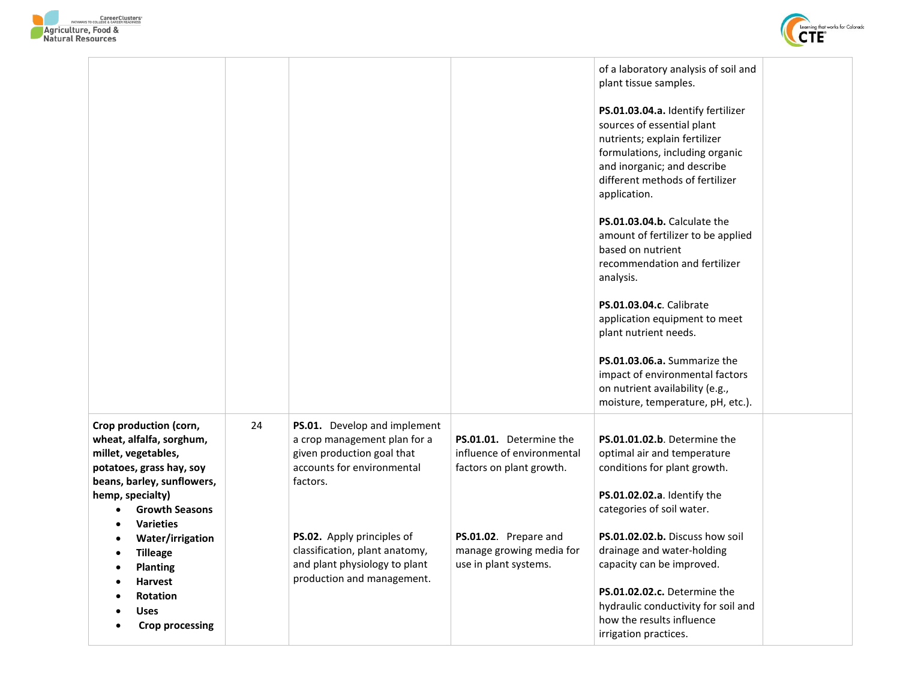| | | | | | |
|---|---|---|---|---|---|
| | | | | of a laboratory analysis of soil and plant tissue samples.<br><br>**PS.01.03.04.a.** Identify fertilizer sources of essential plant nutrients; explain fertilizer formulations, including organic and inorganic; and describe different methods of fertilizer application.<br><br>**PS.01.03.04.b.** Calculate the amount of fertilizer to be applied based on nutrient recommendation and fertilizer analysis.<br><br>**PS.01.03.04.c**. Calibrate application equipment to meet plant nutrient needs.<br><br>**PS.01.03.06.a.** Summarize the impact of environmental factors on nutrient availability (e.g., moisture, temperature, pH, etc.). | |
| **Crop production (corn, wheat, alfalfa, sorghum, millet, vegetables, potatoes, grass hay, soy beans, barley, sunflowers, hemp, specialty)**<br>• **Growth Seasons**<br>• **Varieties**<br>• **Water/irrigation**<br>• **Tilleage**<br>• **Planting**<br>• **Harvest**<br>• **Rotation**<br>• **Uses**<br>• **Crop processing** | 24 | **PS.01.** Develop and implement a crop management plan for a given production goal that accounts for environmental factors.<br><br>**PS.02.** Apply principles of classification, plant anatomy, and plant physiology to plant production and management. | **PS.01.01.** Determine the influence of environmental factors on plant growth.<br><br>**PS.01.02**. Prepare and manage growing media for use in plant systems. | **PS.01.01.02.b**. Determine the optimal air and temperature conditions for plant growth.<br><br>**PS.01.02.02.a**. Identify the categories of soil water.<br><br>**PS.01.02.02.b.** Discuss how soil drainage and water-holding capacity can be improved.<br><br>**PS.01.02.02.c.** Determine the hydraulic conductivity for soil and how the results influence irrigation practices. | |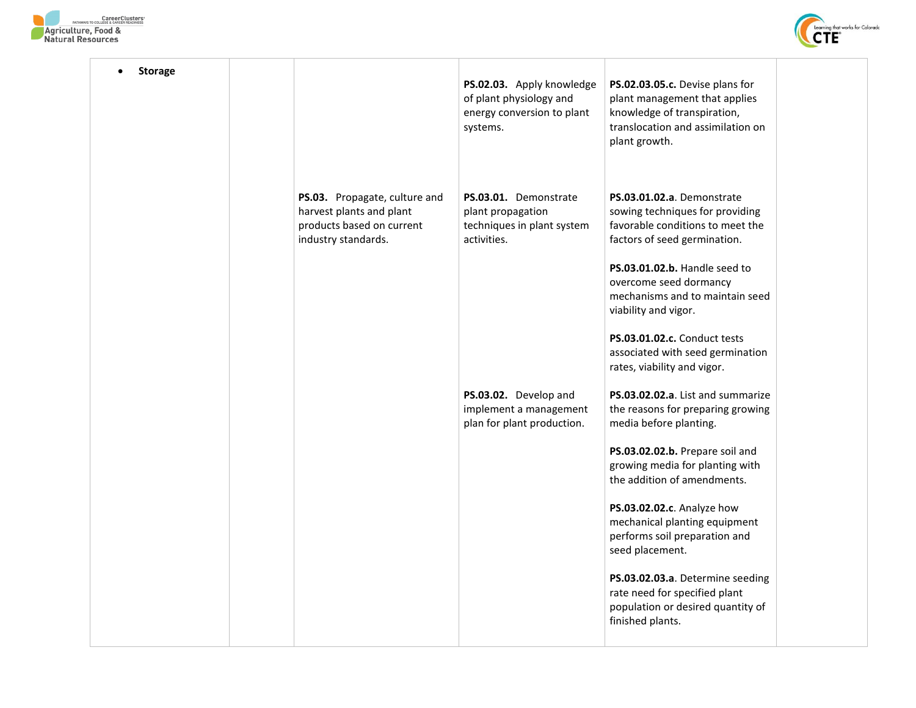| | | | | | |
|---|---|---|---|---|---|
| • **Storage** | | | **PS.02.03.** Apply knowledge of plant physiology and energy conversion to plant systems. | **PS.02.03.05.c.** Devise plans for plant management that applies knowledge of transpiration, translocation and assimilation on plant growth. | |
| | | **PS.03.** Propagate, culture and harvest plants and plant products based on current industry standards. | **PS.03.01.** Demonstrate plant propagation techniques in plant system activities. | **PS.03.01.02.a**. Demonstrate sowing techniques for providing favorable conditions to meet the factors of seed germination.<br><br>**PS.03.01.02.b.** Handle seed to overcome seed dormancy mechanisms and to maintain seed viability and vigor.<br><br>**PS.03.01.02.c.** Conduct tests associated with seed germination rates, viability and vigor. | |
| | | | **PS.03.02.** Develop and implement a management plan for plant production. | **PS.03.02.02.a**. List and summarize the reasons for preparing growing media before planting.<br><br>**PS.03.02.02.b.** Prepare soil and growing media for planting with the addition of amendments.<br><br>**PS.03.02.02.c**. Analyze how mechanical planting equipment performs soil preparation and seed placement.<br><br>**PS.03.02.03.a**. Determine seeding rate need for specified plant population or desired quantity of finished plants. | |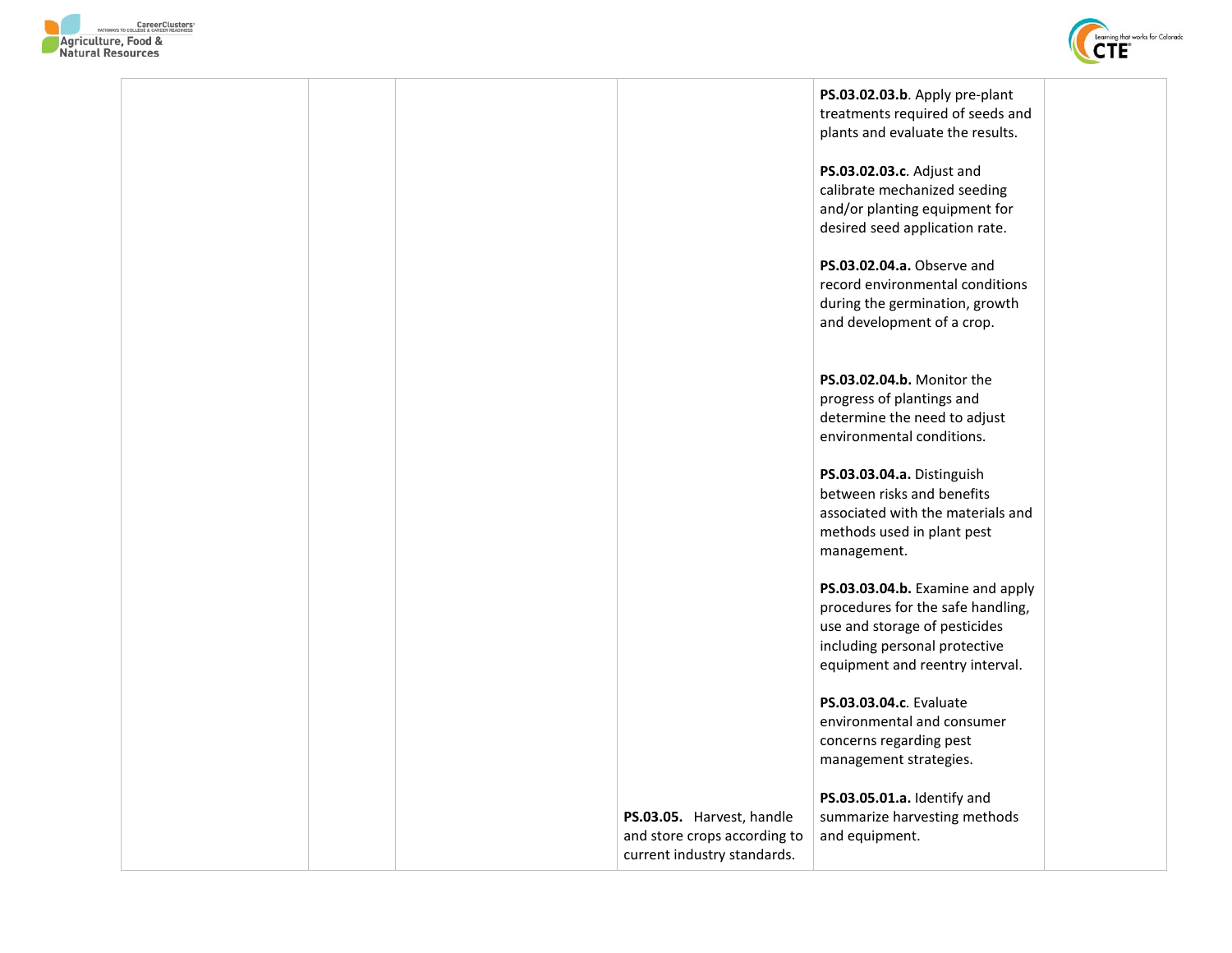|  |  |  |  |  |  |
|---|---|---|---|---|---|
|  |  |  |  | **PS.03.02.03.b**. Apply pre-plant treatments required of seeds and plants and evaluate the results.<br><br>**PS.03.02.03.c**. Adjust and calibrate mechanized seeding and/or planting equipment for desired seed application rate.<br><br>**PS.03.02.04.a.** Observe and record environmental conditions during the germination, growth and development of a crop.<br><br>**PS.03.02.04.b.** Monitor the progress of plantings and determine the need to adjust environmental conditions.<br><br>**PS.03.03.04.a.** Distinguish between risks and benefits associated with the materials and methods used in plant pest management.<br><br>**PS.03.03.04.b.** Examine and apply procedures for the safe handling, use and storage of pesticides including personal protective equipment and reentry interval.<br><br>**PS.03.03.04.c**. Evaluate environmental and consumer concerns regarding pest management strategies. |  |
|  |  |  | **PS.03.05.** Harvest, handle and store crops according to current industry standards. | **PS.03.05.01.a.** Identify and summarize harvesting methods and equipment. |  |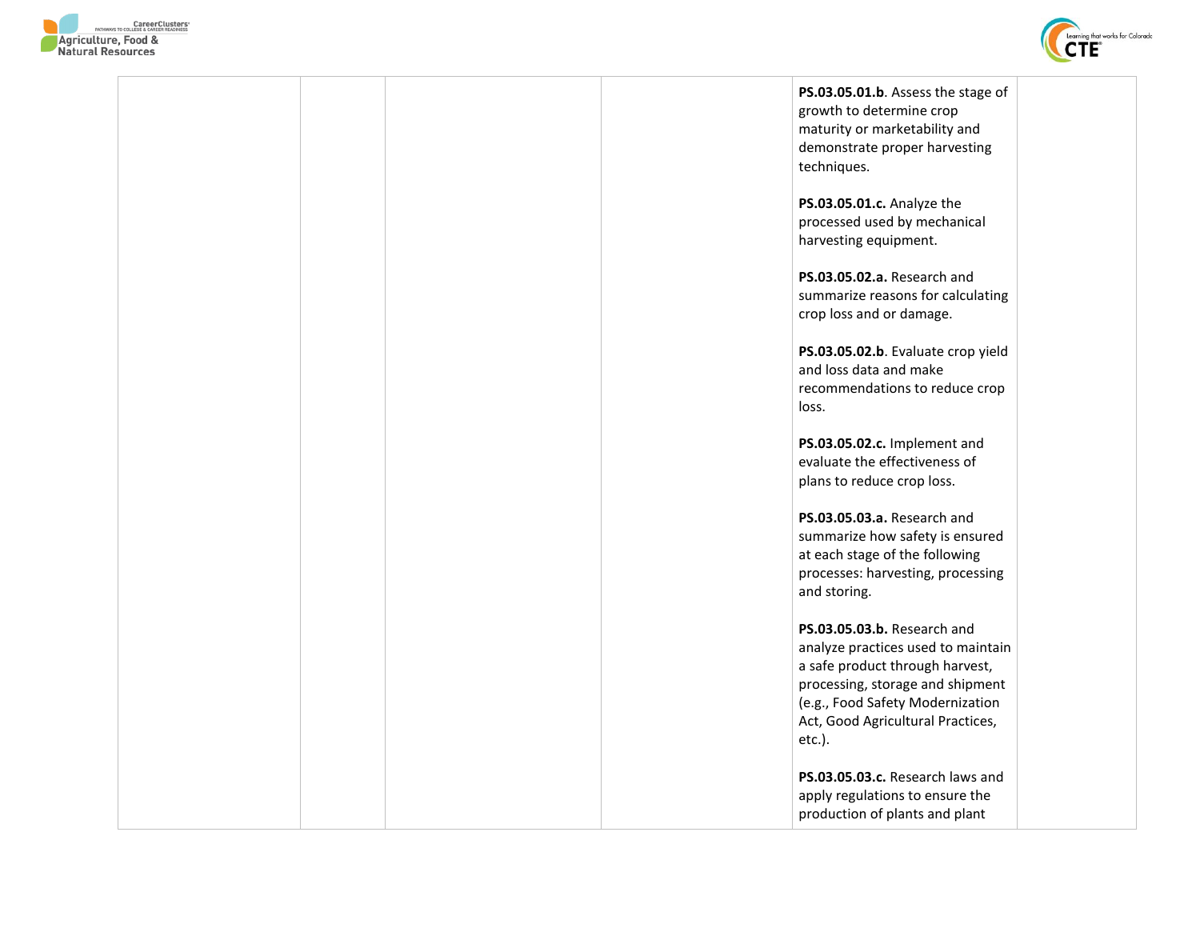| | | | | | |
|---|---|---|---|---|---|
| | | | | **PS.03.05.01.b**. Assess the stage of growth to determine crop maturity or marketability and demonstrate proper harvesting techniques.<br><br>**PS.03.05.01.c.** Analyze the processed used by mechanical harvesting equipment.<br><br>**PS.03.05.02.a.** Research and summarize reasons for calculating crop loss and or damage.<br><br>**PS.03.05.02.b**. Evaluate crop yield and loss data and make recommendations to reduce crop loss.<br><br>**PS.03.05.02.c.** Implement and evaluate the effectiveness of plans to reduce crop loss.<br><br>**PS.03.05.03.a.** Research and summarize how safety is ensured at each stage of the following processes: harvesting, processing and storing.<br><br>**PS.03.05.03.b.** Research and analyze practices used to maintain a safe product through harvest, processing, storage and shipment (e.g., Food Safety Modernization Act, Good Agricultural Practices, etc.).<br><br>**PS.03.05.03.c.** Research laws and apply regulations to ensure the production of plants and plant | |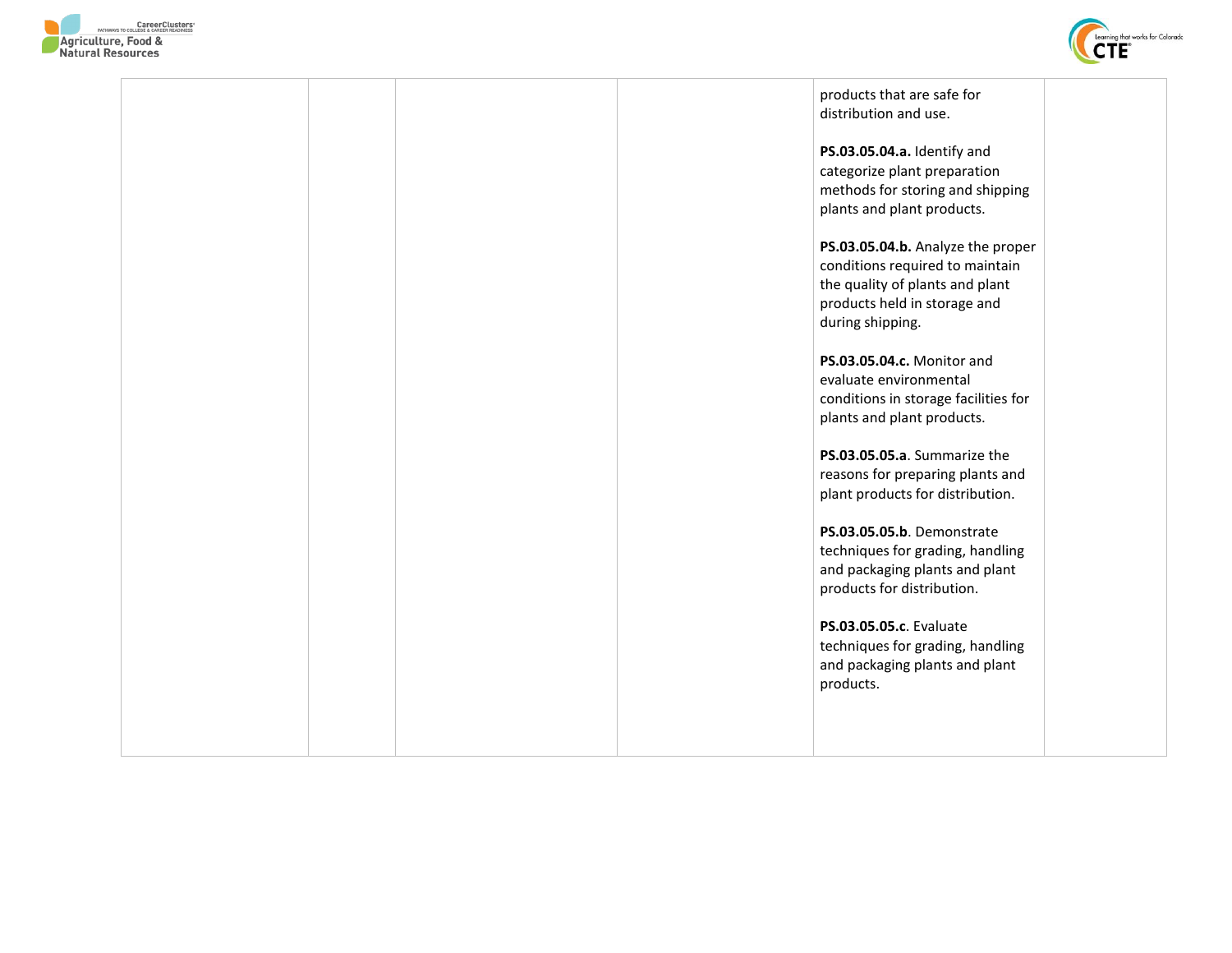| | | | | | |
|---|---|---|---|---|---|
| | | | | products that are safe for distribution and use.<br><br>**PS.03.05.04.a.** Identify and categorize plant preparation methods for storing and shipping plants and plant products.<br><br>**PS.03.05.04.b.** Analyze the proper conditions required to maintain the quality of plants and plant products held in storage and during shipping.<br><br>**PS.03.05.04.c.** Monitor and evaluate environmental conditions in storage facilities for plants and plant products.<br><br>**PS.03.05.05.a**. Summarize the reasons for preparing plants and plant products for distribution.<br><br>**PS.03.05.05.b**. Demonstrate techniques for grading, handling and packaging plants and plant products for distribution.<br><br>**PS.03.05.05.c**. Evaluate techniques for grading, handling and packaging plants and plant products. | |